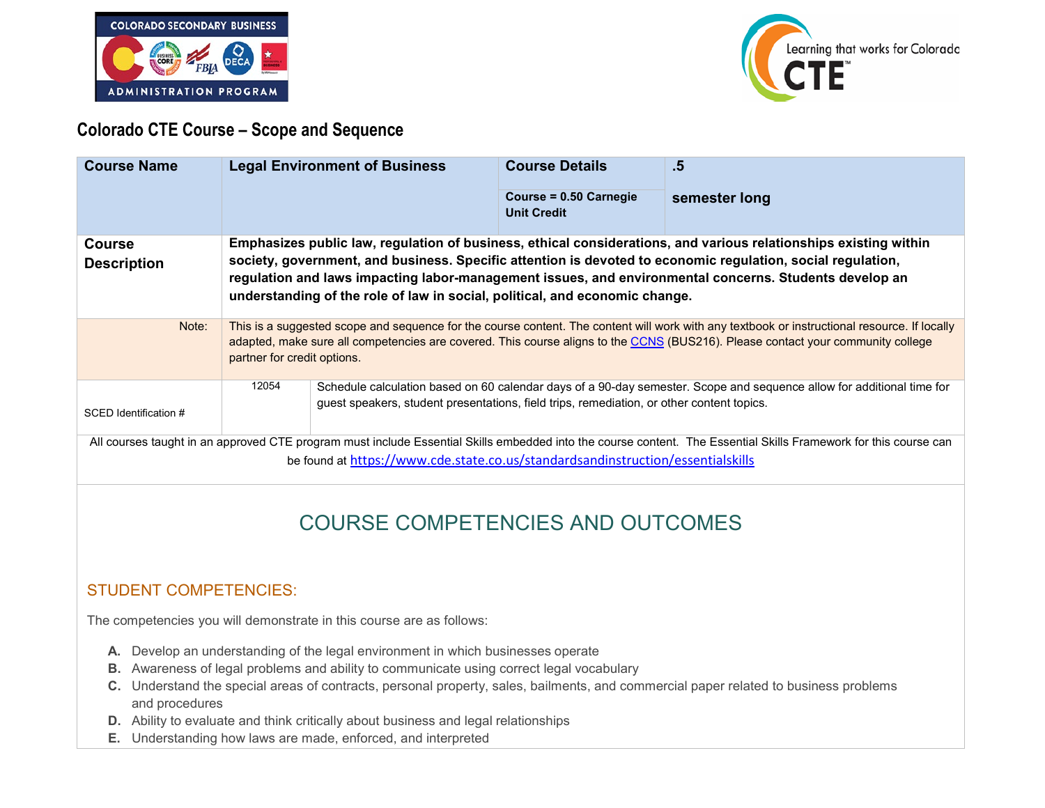## Colorado CTE Course – Scope and Sequence

| Course Name | Legal Environment of Business | Course Details | .5 |
|---|---|---|---|
| | | Course = 0.50 Carnegie Unit Credit | semester long |
| Course Description | Emphasizes public law, regulation of business, ethical considerations, and various relationships existing within society, government, and business. Specific attention is devoted to economic regulation, social regulation, regulation and laws impacting labor-management issues, and environmental concerns. Students develop an understanding of the role of law in social, political, and economic change. | | |
| Note: | This is a suggested scope and sequence for the course content. The content will work with any textbook or instructional resource. If locally adapted, make sure all competencies are covered. This course aligns to the CCNS (BUS216). Please contact your community college partner for credit options. | | |
| SCED Identification # | 12054 | Schedule calculation based on 60 calendar days of a 90-day semester. Scope and sequence allow for additional time for guest speakers, student presentations, field trips, remediation, or other content topics. | |

All courses taught in an approved CTE program must include Essential Skills embedded into the course content. The Essential Skills Framework for this course can be found at https://www.cde.state.co.us/standardsandinstruction/essentialskills

# COURSE COMPETENCIES AND OUTCOMES

### STUDENT COMPETENCIES:

The competencies you will demonstrate in this course are as follows:

A. Develop an understanding of the legal environment in which businesses operate
B. Awareness of legal problems and ability to communicate using correct legal vocabulary
C. Understand the special areas of contracts, personal property, sales, bailments, and commercial paper related to business problems and procedures
D. Ability to evaluate and think critically about business and legal relationships
E. Understanding how laws are made, enforced, and interpreted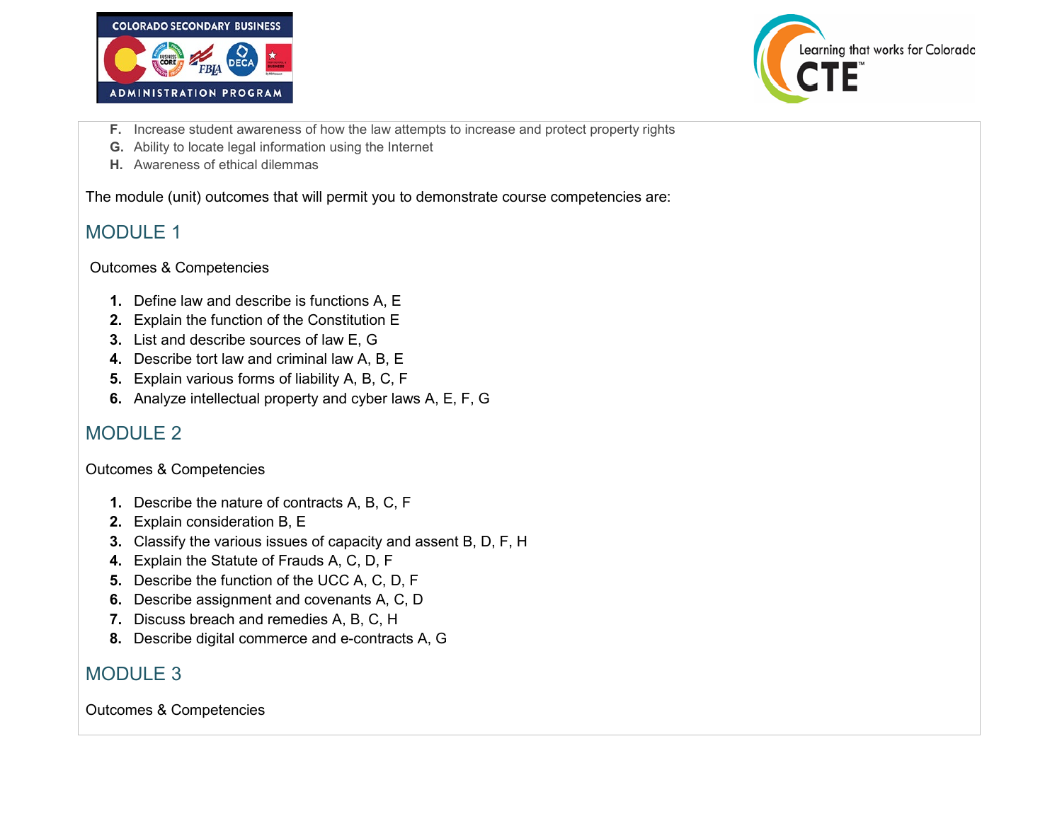F. Increase student awareness of how the law attempts to increase and protect property rights
G. Ability to locate legal information using the Internet
H. Awareness of ethical dilemmas

The module (unit) outcomes that will permit you to demonstrate course competencies are:

## MODULE 1

Outcomes & Competencies

1. Define law and describe is functions A, E
2. Explain the function of the Constitution E
3. List and describe sources of law E, G
4. Describe tort law and criminal law A, B, E
5. Explain various forms of liability A, B, C, F
6. Analyze intellectual property and cyber laws A, E, F, G

## MODULE 2

Outcomes & Competencies

1. Describe the nature of contracts A, B, C, F
2. Explain consideration B, E
3. Classify the various issues of capacity and assent B, D, F, H
4. Explain the Statute of Frauds A, C, D, F
5. Describe the function of the UCC A, C, D, F
6. Describe assignment and covenants A, C, D
7. Discuss breach and remedies A, B, C, H
8. Describe digital commerce and e-contracts A, G

## MODULE 3

Outcomes & Competencies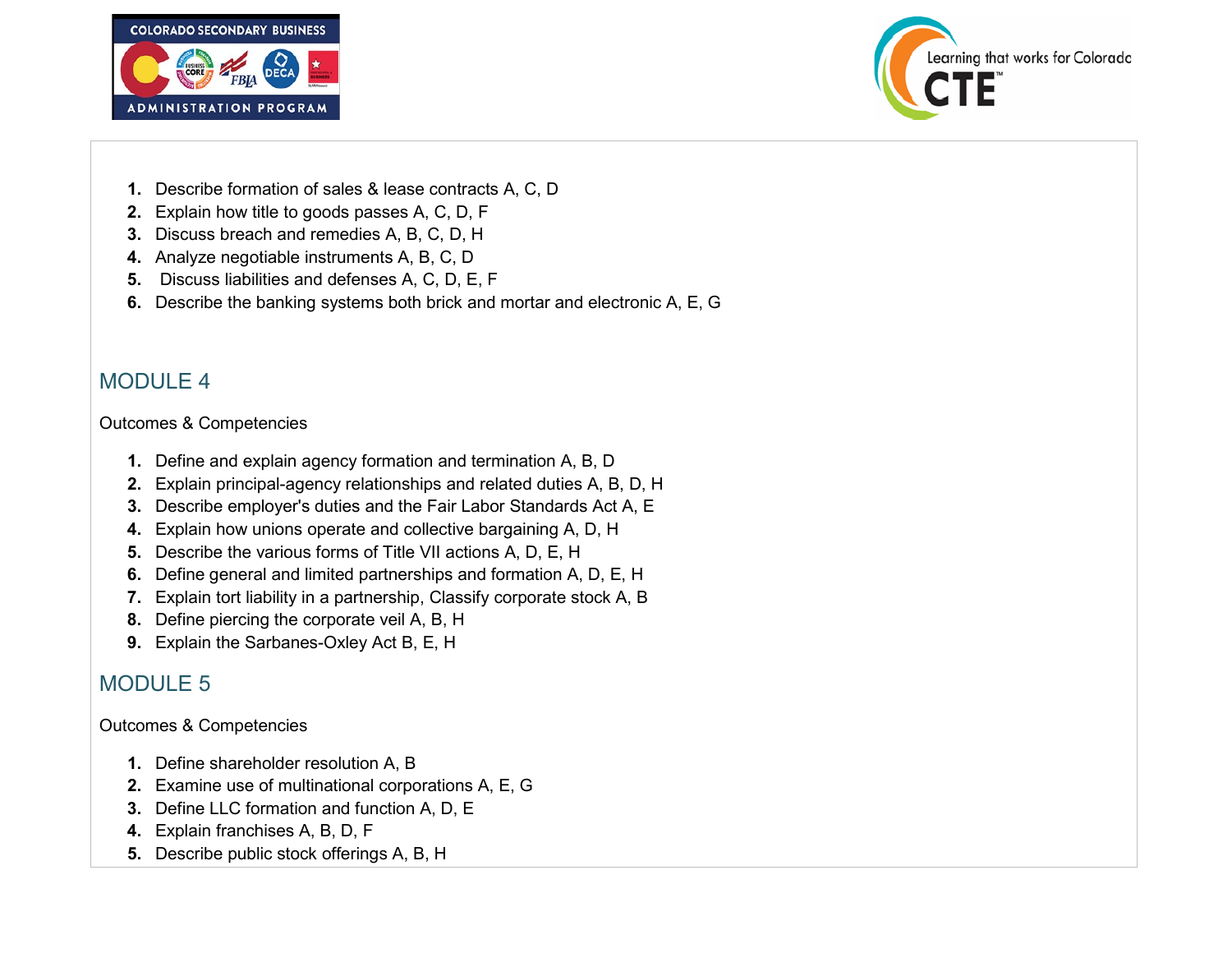1. Describe formation of sales & lease contracts A, C, D
2. Explain how title to goods passes A, C, D, F
3. Discuss breach and remedies A, B, C, D, H
4. Analyze negotiable instruments A, B, C, D
5. Discuss liabilities and defenses A, C, D, E, F
6. Describe the banking systems both brick and mortar and electronic A, E, G

## MODULE 4

Outcomes & Competencies

1. Define and explain agency formation and termination A, B, D
2. Explain principal-agency relationships and related duties A, B, D, H
3. Describe employer's duties and the Fair Labor Standards Act A, E
4. Explain how unions operate and collective bargaining A, D, H
5. Describe the various forms of Title VII actions A, D, E, H
6. Define general and limited partnerships and formation A, D, E, H
7. Explain tort liability in a partnership, Classify corporate stock A, B
8. Define piercing the corporate veil A, B, H
9. Explain the Sarbanes-Oxley Act B, E, H

## MODULE 5

Outcomes & Competencies

1. Define shareholder resolution A, B
2. Examine use of multinational corporations A, E, G
3. Define LLC formation and function A, D, E
4. Explain franchises A, B, D, F
5. Describe public stock offerings A, B, H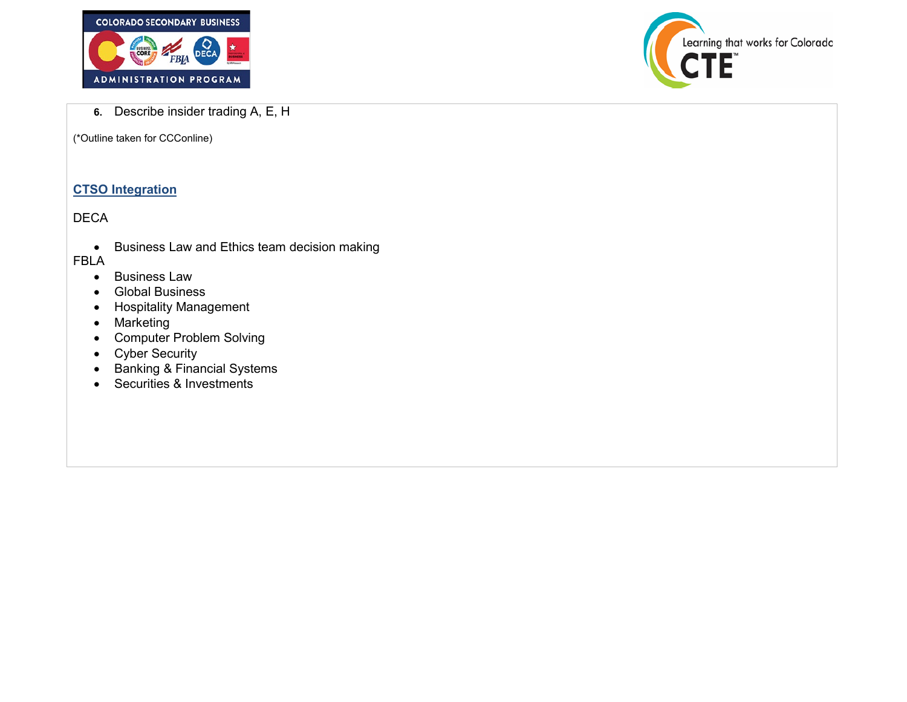6. Describe insider trading A, E, H

(*Outline taken for CCConline)

## CTSO Integration

DECA

- Business Law and Ethics team decision making

FBLA

- Business Law
- Global Business
- Hospitality Management
- Marketing
- Computer Problem Solving
- Cyber Security
- Banking & Financial Systems
- Securities & Investments